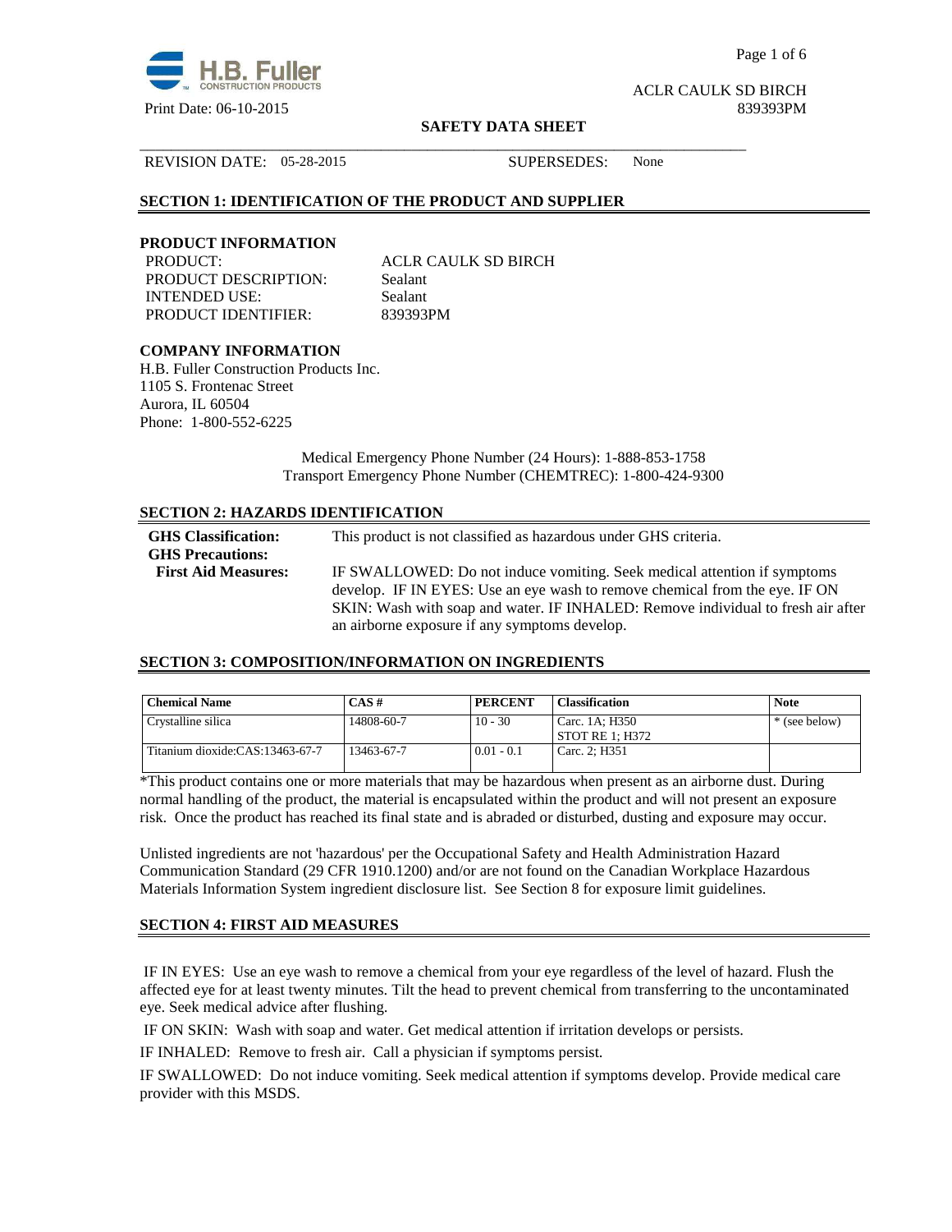ACLR CAULK SD BIRCH

Print Date: 06-10-2015 839393PM

**SAFETY DATA SHEET**

REVISION DATE: 05-28-2015 SUPERSEDES: None

## SECTION 1: IDENTIFICATION OF THE PRODUCT AND SUPPLIER

### PRODUCT INFORMATION

| | |
|---|---|
| PRODUCT: | ACLR CAULK SD BIRCH |
| PRODUCT DESCRIPTION: | Sealant |
| INTENDED USE: | Sealant |
| PRODUCT IDENTIFIER: | 839393PM |

### COMPANY INFORMATION

H.B. Fuller Construction Products Inc.
1105 S. Frontenac Street
Aurora, IL 60504
Phone: 1-800-552-6225

Medical Emergency Phone Number (24 Hours): 1-888-853-1758
Transport Emergency Phone Number (CHEMTREC): 1-800-424-9300

## SECTION 2: HAZARDS IDENTIFICATION

| | |
|---|---|
| **GHS Classification:** | This product is not classified as hazardous under GHS criteria. |
| **GHS Precautions:** | |
| **First Aid Measures:** | IF SWALLOWED: Do not induce vomiting. Seek medical attention if symptoms develop. IF IN EYES: Use an eye wash to remove chemical from the eye. IF ON SKIN: Wash with soap and water. IF INHALED: Remove individual to fresh air after an airborne exposure if any symptoms develop. |

## SECTION 3: COMPOSITION/INFORMATION ON INGREDIENTS

| Chemical Name | CAS # | PERCENT | Classification | Note |
|---|---|---|---|---|
| Crystalline silica | 14808-60-7 | 10 - 30 | Carc. 1A; H350<br>STOT RE 1; H372 | * (see below) |
| Titanium dioxide:CAS:13463-67-7 | 13463-67-7 | 0.01 - 0.1 | Carc. 2; H351 | |

*This product contains one or more materials that may be hazardous when present as an airborne dust. During normal handling of the product, the material is encapsulated within the product and will not present an exposure risk. Once the product has reached its final state and is abraded or disturbed, dusting and exposure may occur.

Unlisted ingredients are not 'hazardous' per the Occupational Safety and Health Administration Hazard Communication Standard (29 CFR 1910.1200) and/or are not found on the Canadian Workplace Hazardous Materials Information System ingredient disclosure list. See Section 8 for exposure limit guidelines.

## SECTION 4: FIRST AID MEASURES

IF IN EYES: Use an eye wash to remove a chemical from your eye regardless of the level of hazard. Flush the affected eye for at least twenty minutes. Tilt the head to prevent chemical from transferring to the uncontaminated eye. Seek medical advice after flushing.

IF ON SKIN: Wash with soap and water. Get medical attention if irritation develops or persists.

IF INHALED: Remove to fresh air. Call a physician if symptoms persist.

IF SWALLOWED: Do not induce vomiting. Seek medical attention if symptoms develop. Provide medical care provider with this MSDS.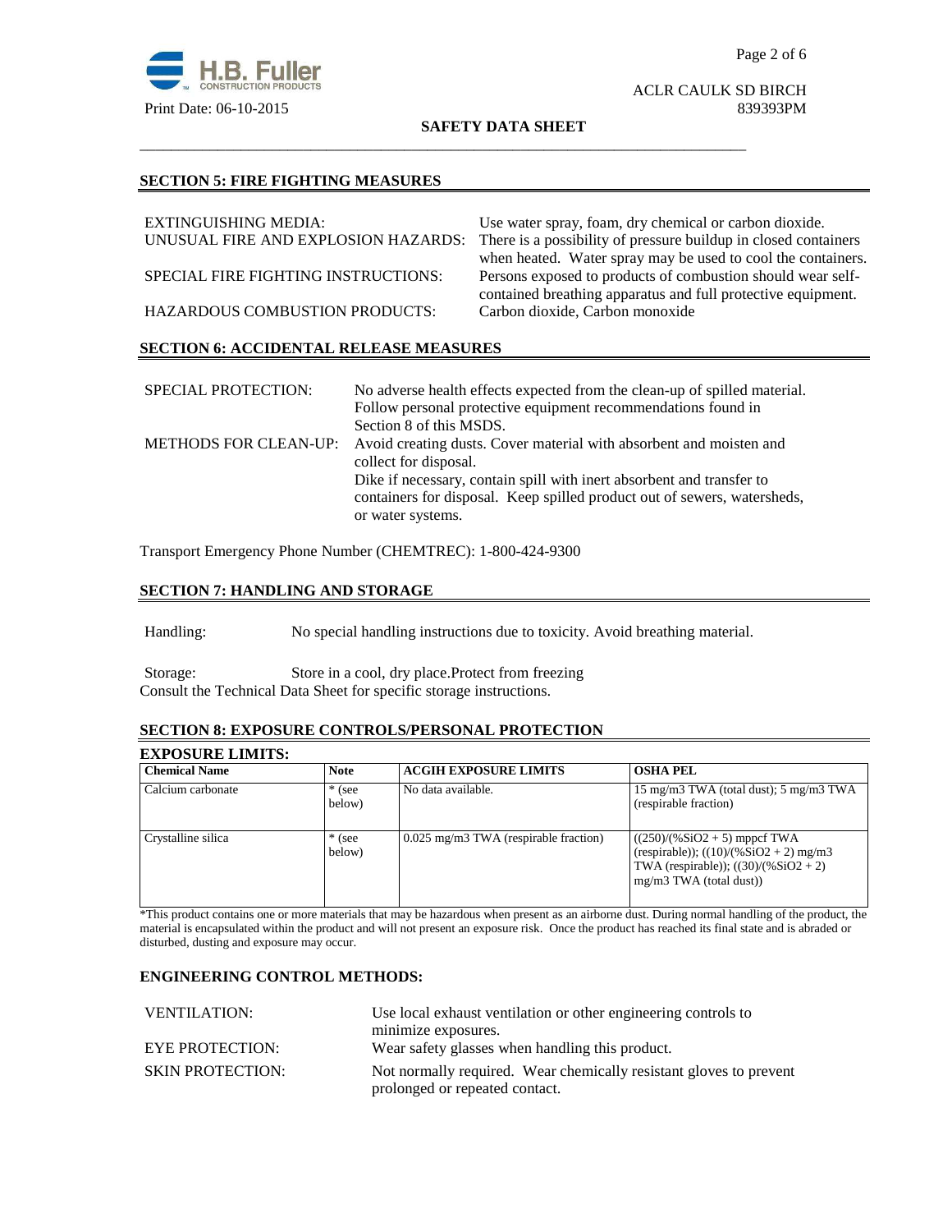## SECTION 5: FIRE FIGHTING MEASURES

| | |
|---|---|
| EXTINGUISHING MEDIA: | Use water spray, foam, dry chemical or carbon dioxide. |
| UNUSUAL FIRE AND EXPLOSION HAZARDS: | There is a possibility of pressure buildup in closed containers when heated. Water spray may be used to cool the containers. |
| SPECIAL FIRE FIGHTING INSTRUCTIONS: | Persons exposed to products of combustion should wear self-contained breathing apparatus and full protective equipment. |
| HAZARDOUS COMBUSTION PRODUCTS: | Carbon dioxide, Carbon monoxide |

## SECTION 6: ACCIDENTAL RELEASE MEASURES

| | |
|---|---|
| SPECIAL PROTECTION: | No adverse health effects expected from the clean-up of spilled material. Follow personal protective equipment recommendations found in Section 8 of this MSDS. |
| METHODS FOR CLEAN-UP: | Avoid creating dusts. Cover material with absorbent and moisten and collect for disposal. Dike if necessary, contain spill with inert absorbent and transfer to containers for disposal. Keep spilled product out of sewers, watersheds, or water systems. |

Transport Emergency Phone Number (CHEMTREC): 1-800-424-9300

## SECTION 7: HANDLING AND STORAGE

Handling: No special handling instructions due to toxicity. Avoid breathing material.

Storage: Store in a cool, dry place.Protect from freezing
Consult the Technical Data Sheet for specific storage instructions.

## SECTION 8: EXPOSURE CONTROLS/PERSONAL PROTECTION

### EXPOSURE LIMITS:

| Chemical Name | Note | ACGIH EXPOSURE LIMITS | OSHA PEL |
|---|---|---|---|
| Calcium carbonate | * (see below) | No data available. | 15 mg/m3 TWA (total dust); 5 mg/m3 TWA (respirable fraction) |
| Crystalline silica | * (see below) | 0.025 mg/m3 TWA (respirable fraction) | $((250)/(\%SiO_2 + 5)$ mppcf TWA (respirable)); $((10)/(\%SiO_2 + 2)$ mg/m3 TWA (respirable)); $((30)/(\%SiO_2 + 2)$ mg/m3 TWA (total dust)) |

*This product contains one or more materials that may be hazardous when present as an airborne dust. During normal handling of the product, the material is encapsulated within the product and will not present an exposure risk. Once the product has reached its final state and is abraded or disturbed, dusting and exposure may occur.

### ENGINEERING CONTROL METHODS:

| | |
|---|---|
| VENTILATION: | Use local exhaust ventilation or other engineering controls to minimize exposures. |
| EYE PROTECTION: | Wear safety glasses when handling this product. |
| SKIN PROTECTION: | Not normally required. Wear chemically resistant gloves to prevent prolonged or repeated contact. |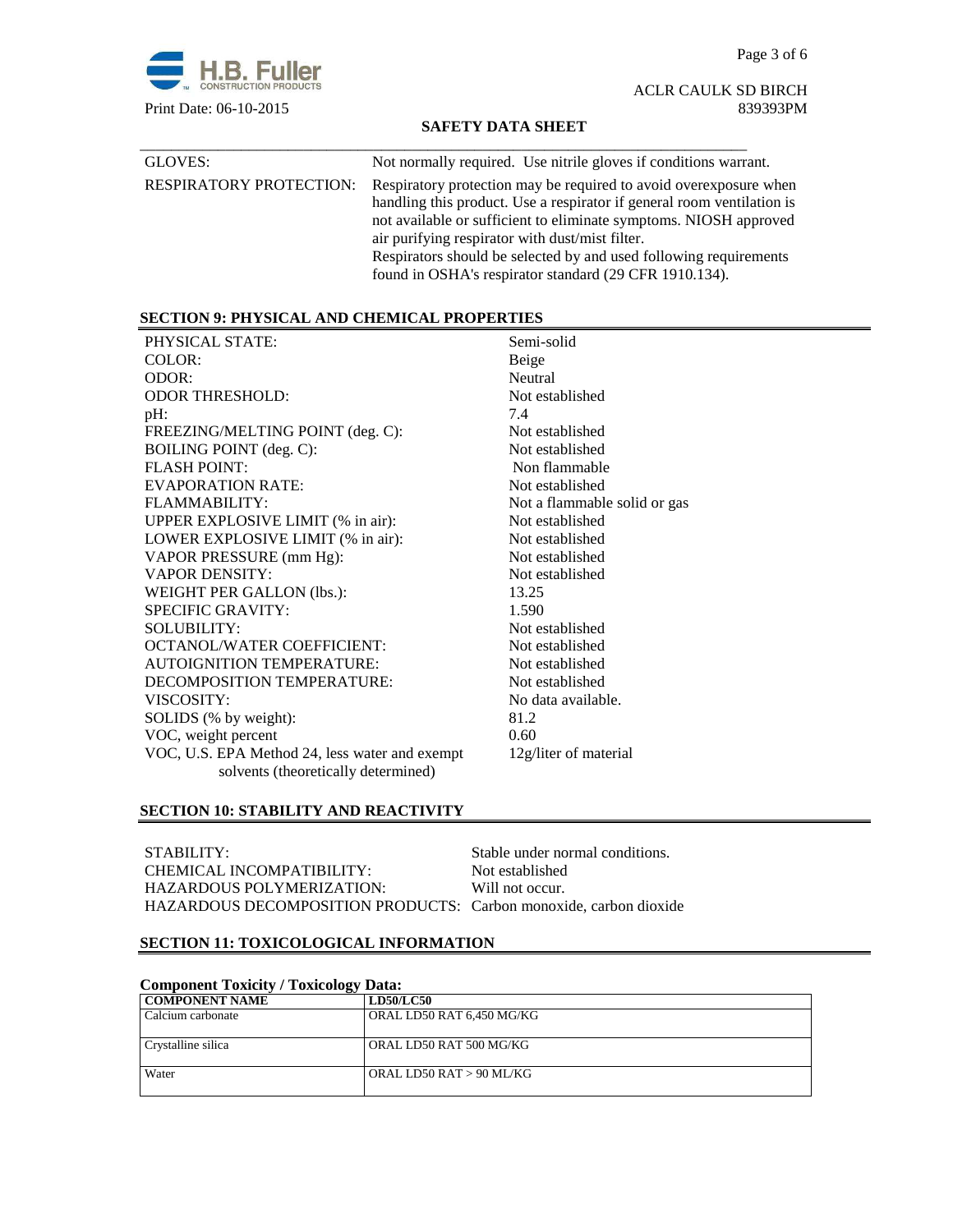ACLR CAULK SD BIRCH
Print Date: 06-10-2015 839393PM

**SAFETY DATA SHEET**

| | |
|---|---|
| GLOVES: | Not normally required. Use nitrile gloves if conditions warrant. |
| RESPIRATORY PROTECTION: | Respiratory protection may be required to avoid overexposure when handling this product. Use a respirator if general room ventilation is not available or sufficient to eliminate symptoms. NIOSH approved air purifying respirator with dust/mist filter. Respirators should be selected by and used following requirements found in OSHA's respirator standard (29 CFR 1910.134). |

## SECTION 9: PHYSICAL AND CHEMICAL PROPERTIES

| | |
|---|---|
| PHYSICAL STATE: | Semi-solid |
| COLOR: | Beige |
| ODOR: | Neutral |
| ODOR THRESHOLD: | Not established |
| pH: | 7.4 |
| FREEZING/MELTING POINT (deg. C): | Not established |
| BOILING POINT (deg. C): | Not established |
| FLASH POINT: | Non flammable |
| EVAPORATION RATE: | Not established |
| FLAMMABILITY: | Not a flammable solid or gas |
| UPPER EXPLOSIVE LIMIT (% in air): | Not established |
| LOWER EXPLOSIVE LIMIT (% in air): | Not established |
| VAPOR PRESSURE (mm Hg): | Not established |
| VAPOR DENSITY: | Not established |
| WEIGHT PER GALLON (lbs.): | 13.25 |
| SPECIFIC GRAVITY: | 1.590 |
| SOLUBILITY: | Not established |
| OCTANOL/WATER COEFFICIENT: | Not established |
| AUTOIGNITION TEMPERATURE: | Not established |
| DECOMPOSITION TEMPERATURE: | Not established |
| VISCOSITY: | No data available. |
| SOLIDS (% by weight): | 81.2 |
| VOC, weight percent | 0.60 |
| VOC, U.S. EPA Method 24, less water and exempt solvents (theoretically determined) | 12g/liter of material |

## SECTION 10: STABILITY AND REACTIVITY

| | |
|---|---|
| STABILITY: | Stable under normal conditions. |
| CHEMICAL INCOMPATIBILITY: | Not established |
| HAZARDOUS POLYMERIZATION: | Will not occur. |
| HAZARDOUS DECOMPOSITION PRODUCTS: | Carbon monoxide, carbon dioxide |

## SECTION 11: TOXICOLOGICAL INFORMATION

**Component Toxicity / Toxicology Data:**

| COMPONENT NAME | LD50/LC50 |
|---|---|
| Calcium carbonate | ORAL LD50 RAT 6,450 MG/KG |
| Crystalline silica | ORAL LD50 RAT 500 MG/KG |
| Water | ORAL LD50 RAT > 90 ML/KG |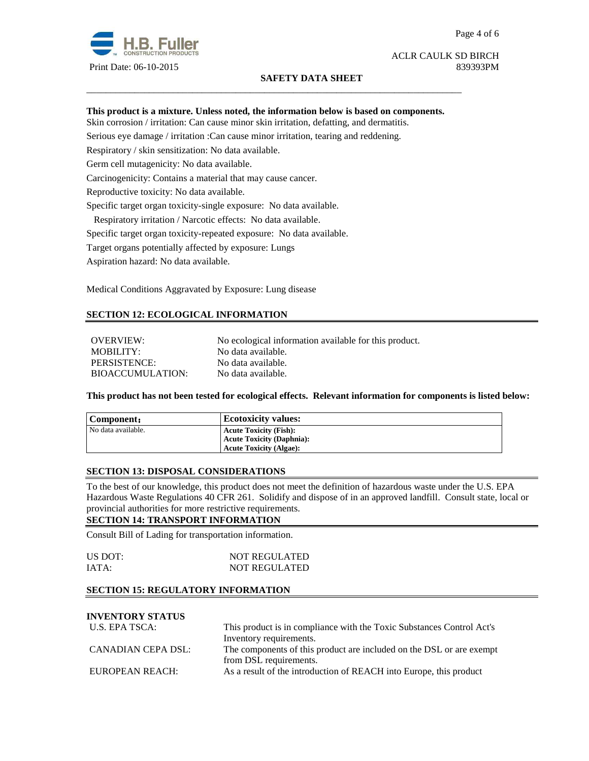**This product is a mixture. Unless noted, the information below is based on components.**

Skin corrosion / irritation: Can cause minor skin irritation, defatting, and dermatitis.

Serious eye damage / irritation :Can cause minor irritation, tearing and reddening.

Respiratory / skin sensitization: No data available.

Germ cell mutagenicity: No data available.

Carcinogenicity: Contains a material that may cause cancer.

Reproductive toxicity: No data available.

Specific target organ toxicity-single exposure: No data available.

Respiratory irritation / Narcotic effects: No data available.

Specific target organ toxicity-repeated exposure: No data available.

Target organs potentially affected by exposure: Lungs

Aspiration hazard: No data available.

Medical Conditions Aggravated by Exposure: Lung disease

## SECTION 12: ECOLOGICAL INFORMATION

| | |
|---|---|
| OVERVIEW: | No ecological information available for this product. |
| MOBILITY: | No data available. |
| PERSISTENCE: | No data available. |
| BIOACCUMULATION: | No data available. |

**This product has not been tested for ecological effects. Relevant information for components is listed below:**

| **Component:** | **Ecotoxicity values:** |
|---|---|
| No data available. | **Acute Toxicity (Fish):**<br>**Acute Toxicity (Daphnia):**<br>**Acute Toxicity (Algae):** |

## SECTION 13: DISPOSAL CONSIDERATIONS

To the best of our knowledge, this product does not meet the definition of hazardous waste under the U.S. EPA Hazardous Waste Regulations 40 CFR 261. Solidify and dispose of in an approved landfill. Consult state, local or provincial authorities for more restrictive requirements.

## SECTION 14: TRANSPORT INFORMATION

Consult Bill of Lading for transportation information.

| | |
|---|---|
| US DOT: | NOT REGULATED |
| IATA: | NOT REGULATED |

## SECTION 15: REGULATORY INFORMATION

**INVENTORY STATUS**

| | |
|---|---|
| U.S. EPA TSCA: | This product is in compliance with the Toxic Substances Control Act's Inventory requirements. |
| CANADIAN CEPA DSL: | The components of this product are included on the DSL or are exempt from DSL requirements. |
| EUROPEAN REACH: | As a result of the introduction of REACH into Europe, this product |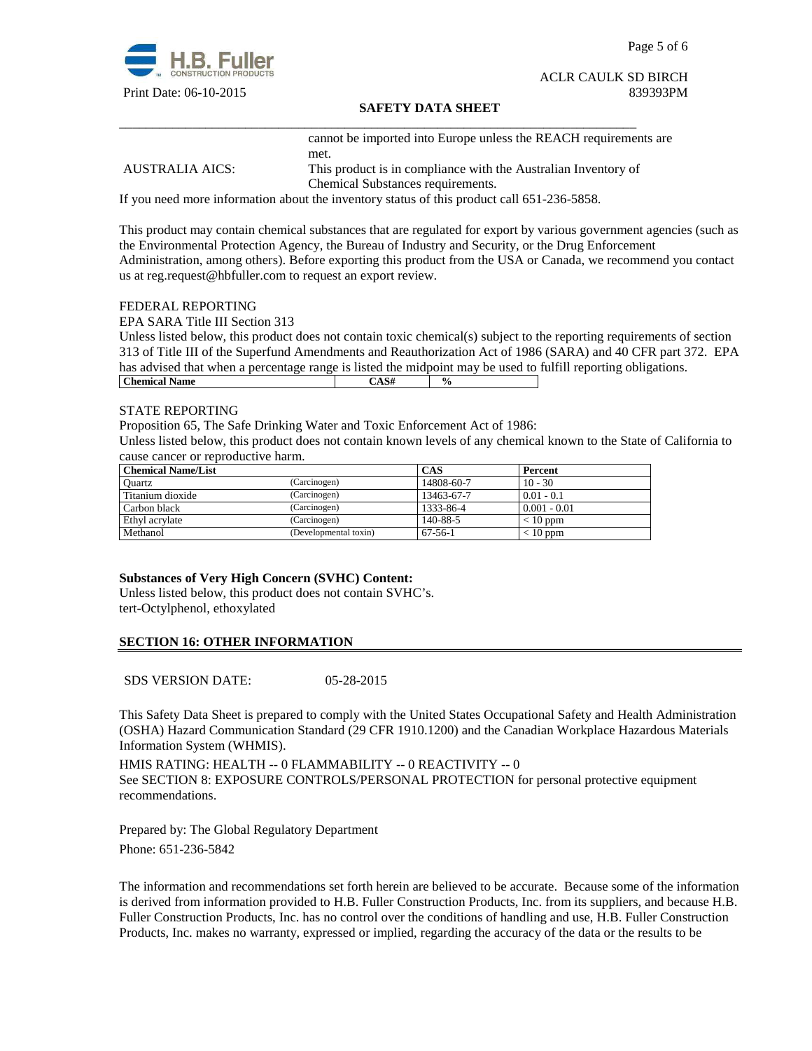cannot be imported into Europe unless the REACH requirements are met.

AUSTRALIA AICS: This product is in compliance with the Australian Inventory of Chemical Substances requirements.

If you need more information about the inventory status of this product call 651-236-5858.

This product may contain chemical substances that are regulated for export by various government agencies (such as the Environmental Protection Agency, the Bureau of Industry and Security, or the Drug Enforcement Administration, among others). Before exporting this product from the USA or Canada, we recommend you contact us at reg.request@hbfuller.com to request an export review.

FEDERAL REPORTING

EPA SARA Title III Section 313

Unless listed below, this product does not contain toxic chemical(s) subject to the reporting requirements of section 313 of Title III of the Superfund Amendments and Reauthorization Act of 1986 (SARA) and 40 CFR part 372. EPA has advised that when a percentage range is listed the midpoint may be used to fulfill reporting obligations.

| Chemical Name | CAS# | % |
|---|---|---|

STATE REPORTING

Proposition 65, The Safe Drinking Water and Toxic Enforcement Act of 1986:

Unless listed below, this product does not contain known levels of any chemical known to the State of California to cause cancer or reproductive harm.

| Chemical Name/List | | CAS | Percent |
|---|---|---|---|
| Quartz | (Carcinogen) | 14808-60-7 | 10 - 30 |
| Titanium dioxide | (Carcinogen) | 13463-67-7 | 0.01 - 0.1 |
| Carbon black | (Carcinogen) | 1333-86-4 | 0.001 - 0.01 |
| Ethyl acrylate | (Carcinogen) | 140-88-5 | < 10 ppm |
| Methanol | (Developmental toxin) | 67-56-1 | < 10 ppm |

**Substances of Very High Concern (SVHC) Content:**

Unless listed below, this product does not contain SVHC's.
tert-Octylphenol, ethoxylated

## SECTION 16: OTHER INFORMATION

SDS VERSION DATE: 05-28-2015

This Safety Data Sheet is prepared to comply with the United States Occupational Safety and Health Administration (OSHA) Hazard Communication Standard (29 CFR 1910.1200) and the Canadian Workplace Hazardous Materials Information System (WHMIS).

HMIS RATING: HEALTH -- 0 FLAMMABILITY -- 0 REACTIVITY -- 0

See SECTION 8: EXPOSURE CONTROLS/PERSONAL PROTECTION for personal protective equipment recommendations.

Prepared by: The Global Regulatory Department

Phone: 651-236-5842

The information and recommendations set forth herein are believed to be accurate. Because some of the information is derived from information provided to H.B. Fuller Construction Products, Inc. from its suppliers, and because H.B. Fuller Construction Products, Inc. has no control over the conditions of handling and use, H.B. Fuller Construction Products, Inc. makes no warranty, expressed or implied, regarding the accuracy of the data or the results to be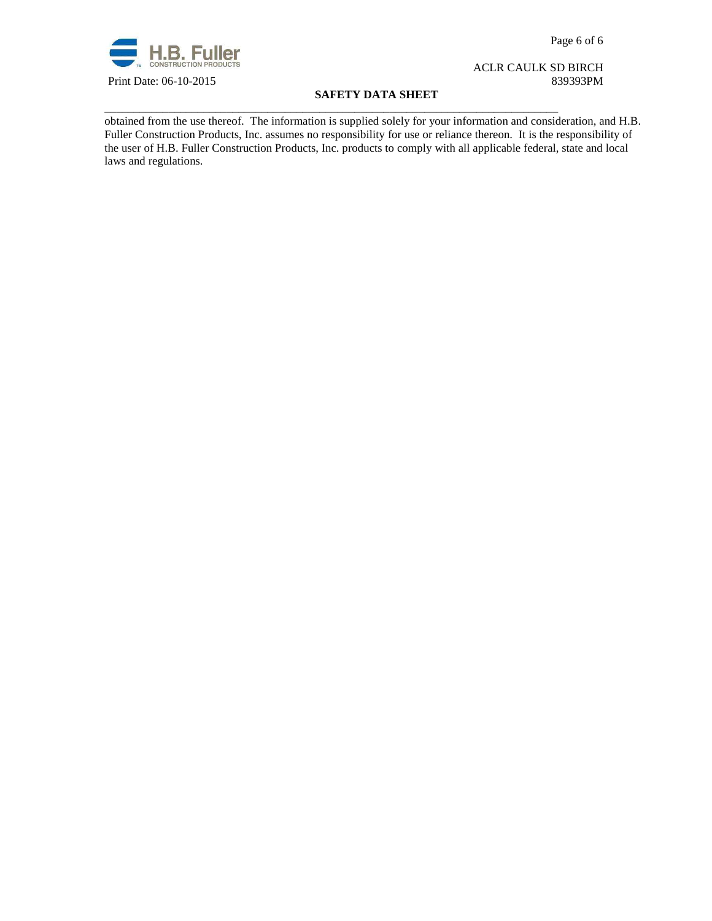obtained from the use thereof. The information is supplied solely for your information and consideration, and H.B. Fuller Construction Products, Inc. assumes no responsibility for use or reliance thereon. It is the responsibility of the user of H.B. Fuller Construction Products, Inc. products to comply with all applicable federal, state and local laws and regulations.